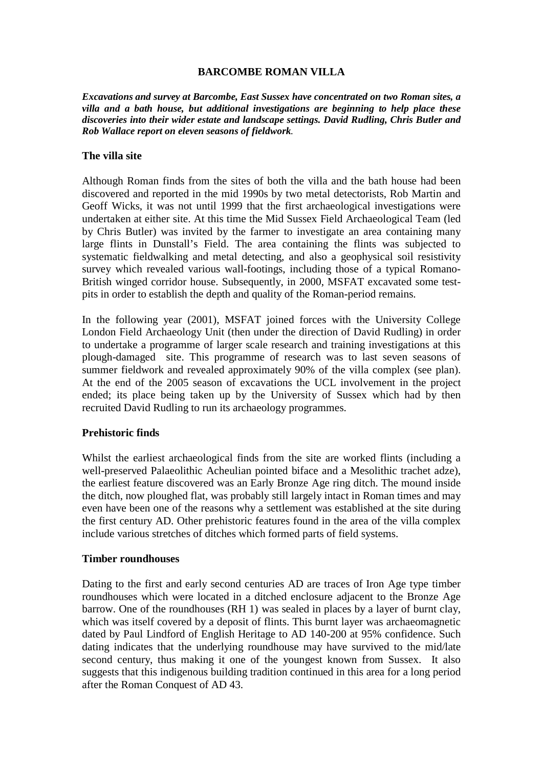# BARCOMBE ROMAN VILLA

***Excavations and survey at Barcombe, East Sussex have concentrated on two Roman sites, a villa and a bath house, but additional investigations are beginning to help place these discoveries into their wider estate and landscape settings. David Rudling, Chris Butler and Rob Wallace report on eleven seasons of fieldwork.***

## The villa site

Although Roman finds from the sites of both the villa and the bath house had been discovered and reported in the mid 1990s by two metal detectorists, Rob Martin and Geoff Wicks, it was not until 1999 that the first archaeological investigations were undertaken at either site. At this time the Mid Sussex Field Archaeological Team (led by Chris Butler) was invited by the farmer to investigate an area containing many large flints in Dunstall's Field. The area containing the flints was subjected to systematic fieldwalking and metal detecting, and also a geophysical soil resistivity survey which revealed various wall-footings, including those of a typical Romano-British winged corridor house. Subsequently, in 2000, MSFAT excavated some test-pits in order to establish the depth and quality of the Roman-period remains.

In the following year (2001), MSFAT joined forces with the University College London Field Archaeology Unit (then under the direction of David Rudling) in order to undertake a programme of larger scale research and training investigations at this plough-damaged site. This programme of research was to last seven seasons of summer fieldwork and revealed approximately 90% of the villa complex (see plan). At the end of the 2005 season of excavations the UCL involvement in the project ended; its place being taken up by the University of Sussex which had by then recruited David Rudling to run its archaeology programmes.

## Prehistoric finds

Whilst the earliest archaeological finds from the site are worked flints (including a well-preserved Palaeolithic Acheulian pointed biface and a Mesolithic trachet adze), the earliest feature discovered was an Early Bronze Age ring ditch. The mound inside the ditch, now ploughed flat, was probably still largely intact in Roman times and may even have been one of the reasons why a settlement was established at the site during the first century AD. Other prehistoric features found in the area of the villa complex include various stretches of ditches which formed parts of field systems.

## Timber roundhouses

Dating to the first and early second centuries AD are traces of Iron Age type timber roundhouses which were located in a ditched enclosure adjacent to the Bronze Age barrow. One of the roundhouses (RH 1) was sealed in places by a layer of burnt clay, which was itself covered by a deposit of flints. This burnt layer was archaeomagnetic dated by Paul Lindford of English Heritage to AD 140-200 at 95% confidence. Such dating indicates that the underlying roundhouse may have survived to the mid/late second century, thus making it one of the youngest known from Sussex. It also suggests that this indigenous building tradition continued in this area for a long period after the Roman Conquest of AD 43.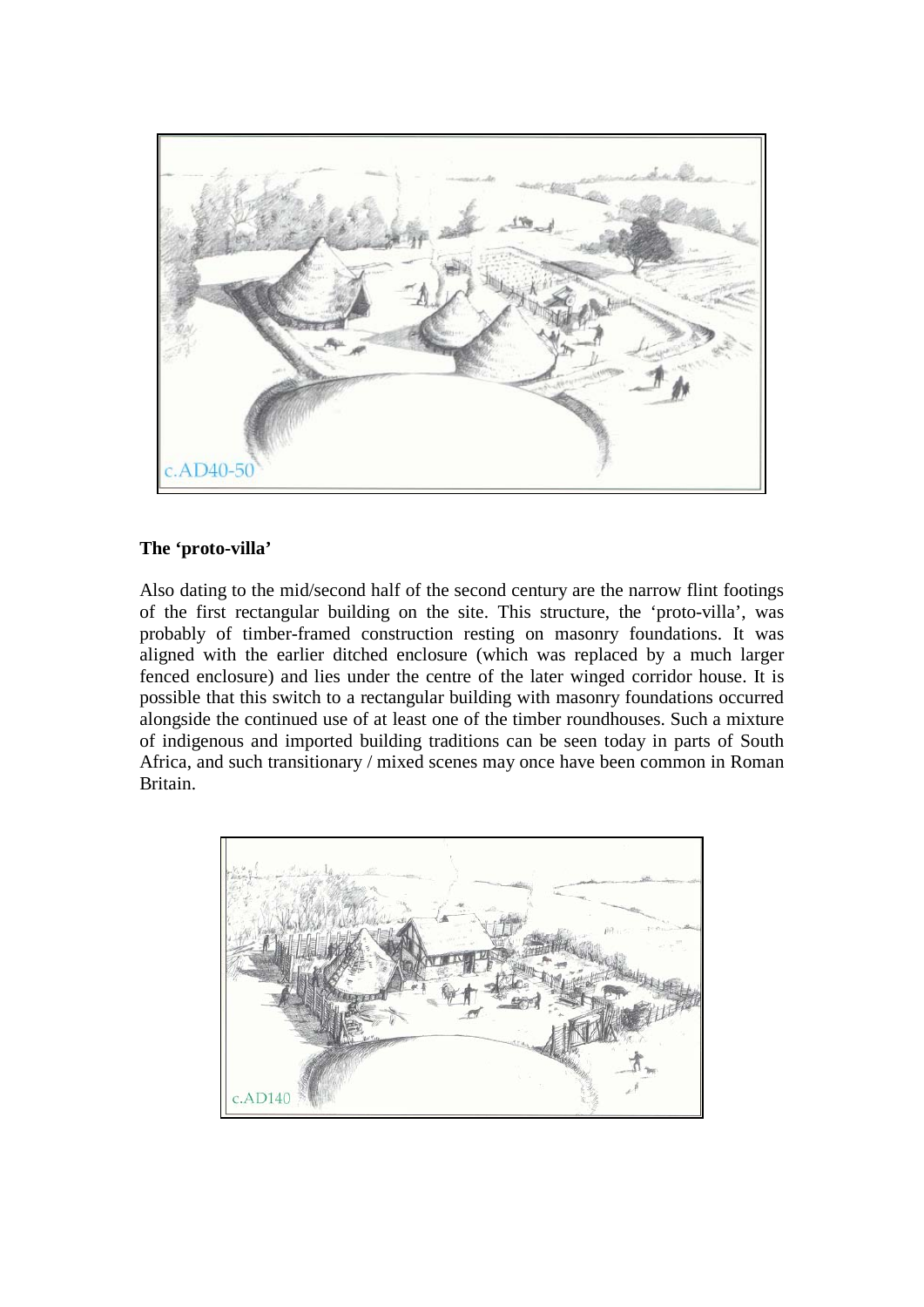## The 'proto-villa'

Also dating to the mid/second half of the second century are the narrow flint footings of the first rectangular building on the site. This structure, the 'proto-villa', was probably of timber-framed construction resting on masonry foundations. It was aligned with the earlier ditched enclosure (which was replaced by a much larger fenced enclosure) and lies under the centre of the later winged corridor house. It is possible that this switch to a rectangular building with masonry foundations occurred alongside the continued use of at least one of the timber roundhouses. Such a mixture of indigenous and imported building traditions can be seen today in parts of South Africa, and such transitionary / mixed scenes may once have been common in Roman Britain.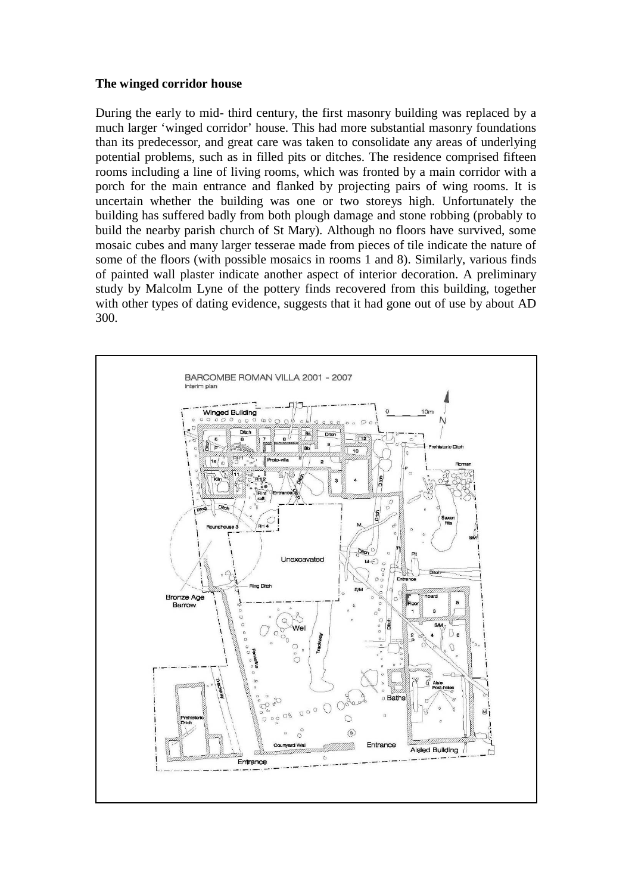**The winged corridor house**

During the early to mid- third century, the first masonry building was replaced by a much larger 'winged corridor' house. This had more substantial masonry foundations than its predecessor, and great care was taken to consolidate any areas of underlying potential problems, such as in filled pits or ditches. The residence comprised fifteen rooms including a line of living rooms, which was fronted by a main corridor with a porch for the main entrance and flanked by projecting pairs of wing rooms. It is uncertain whether the building was one or two storeys high. Unfortunately the building has suffered badly from both plough damage and stone robbing (probably to build the nearby parish church of St Mary). Although no floors have survived, some mosaic cubes and many larger tesserae made from pieces of tile indicate the nature of some of the floors (with possible mosaics in rooms 1 and 8). Similarly, various finds of painted wall plaster indicate another aspect of interior decoration. A preliminary study by Malcolm Lyne of the pottery finds recovered from this building, together with other types of dating evidence, suggests that it had gone out of use by about AD 300.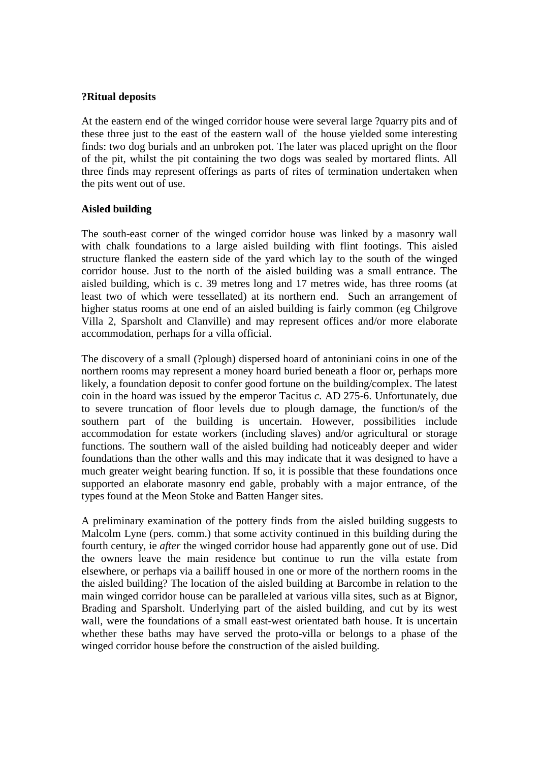**?Ritual deposits**

At the eastern end of the winged corridor house were several large ?quarry pits and of these three just to the east of the eastern wall of the house yielded some interesting finds: two dog burials and an unbroken pot. The later was placed upright on the floor of the pit, whilst the pit containing the two dogs was sealed by mortared flints. All three finds may represent offerings as parts of rites of termination undertaken when the pits went out of use.

**Aisled building**

The south-east corner of the winged corridor house was linked by a masonry wall with chalk foundations to a large aisled building with flint footings. This aisled structure flanked the eastern side of the yard which lay to the south of the winged corridor house. Just to the north of the aisled building was a small entrance. The aisled building, which is c. 39 metres long and 17 metres wide, has three rooms (at least two of which were tessellated) at its northern end. Such an arrangement of higher status rooms at one end of an aisled building is fairly common (eg Chilgrove Villa 2, Sparsholt and Clanville) and may represent offices and/or more elaborate accommodation, perhaps for a villa official.

The discovery of a small (?plough) dispersed hoard of antoniniani coins in one of the northern rooms may represent a money hoard buried beneath a floor or, perhaps more likely, a foundation deposit to confer good fortune on the building/complex. The latest coin in the hoard was issued by the emperor Tacitus *c.* AD 275-6. Unfortunately, due to severe truncation of floor levels due to plough damage, the function/s of the southern part of the building is uncertain. However, possibilities include accommodation for estate workers (including slaves) and/or agricultural or storage functions. The southern wall of the aisled building had noticeably deeper and wider foundations than the other walls and this may indicate that it was designed to have a much greater weight bearing function. If so, it is possible that these foundations once supported an elaborate masonry end gable, probably with a major entrance, of the types found at the Meon Stoke and Batten Hanger sites.

A preliminary examination of the pottery finds from the aisled building suggests to Malcolm Lyne (pers. comm.) that some activity continued in this building during the fourth century, ie *after* the winged corridor house had apparently gone out of use. Did the owners leave the main residence but continue to run the villa estate from elsewhere, or perhaps via a bailiff housed in one or more of the northern rooms in the the aisled building? The location of the aisled building at Barcombe in relation to the main winged corridor house can be paralleled at various villa sites, such as at Bignor, Brading and Sparsholt. Underlying part of the aisled building, and cut by its west wall, were the foundations of a small east-west orientated bath house. It is uncertain whether these baths may have served the proto-villa or belongs to a phase of the winged corridor house before the construction of the aisled building.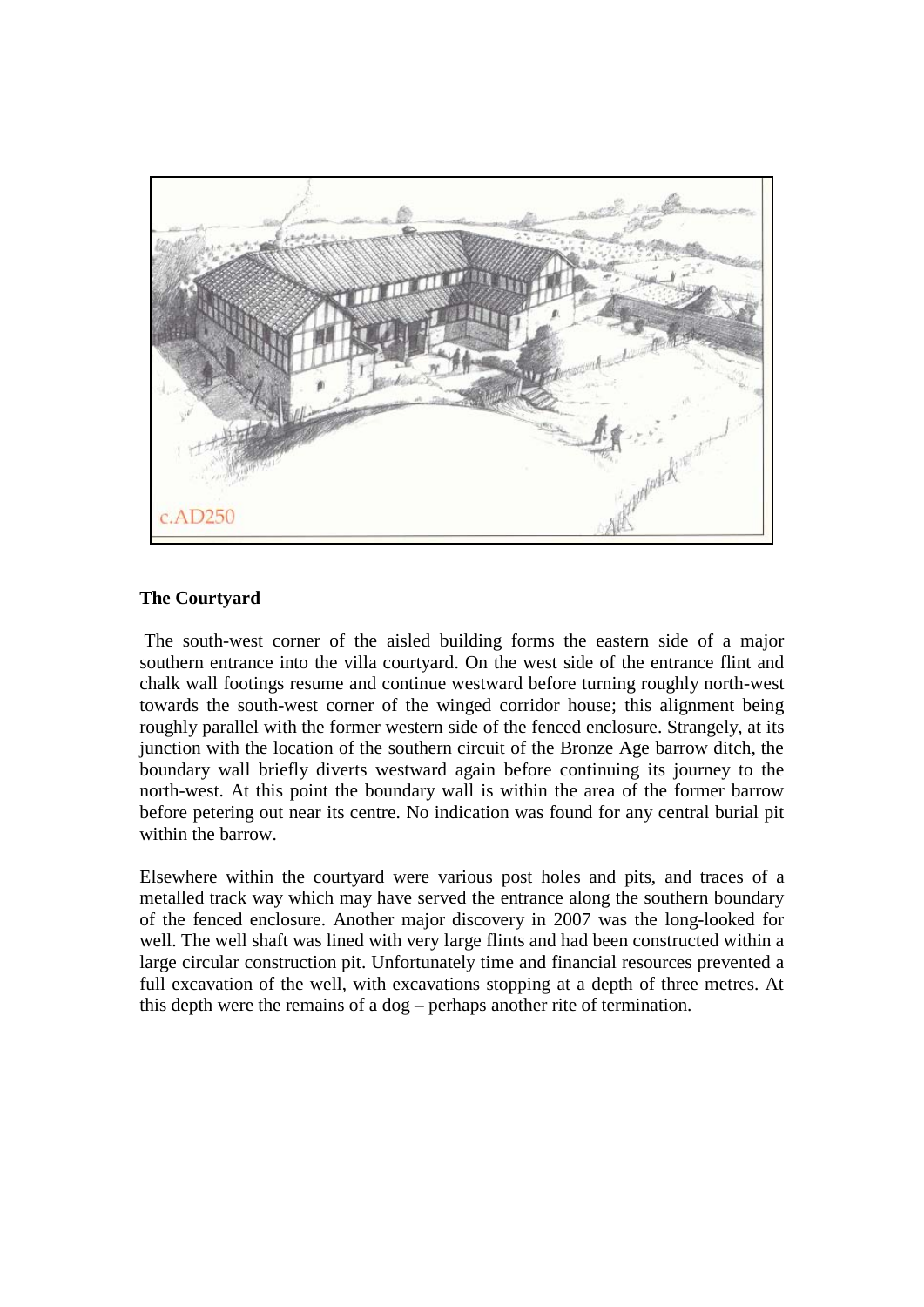**The Courtyard**

The south-west corner of the aisled building forms the eastern side of a major southern entrance into the villa courtyard. On the west side of the entrance flint and chalk wall footings resume and continue westward before turning roughly north-west towards the south-west corner of the winged corridor house; this alignment being roughly parallel with the former western side of the fenced enclosure. Strangely, at its junction with the location of the southern circuit of the Bronze Age barrow ditch, the boundary wall briefly diverts westward again before continuing its journey to the north-west. At this point the boundary wall is within the area of the former barrow before petering out near its centre. No indication was found for any central burial pit within the barrow.

Elsewhere within the courtyard were various post holes and pits, and traces of a metalled track way which may have served the entrance along the southern boundary of the fenced enclosure. Another major discovery in 2007 was the long-looked for well. The well shaft was lined with very large flints and had been constructed within a large circular construction pit. Unfortunately time and financial resources prevented a full excavation of the well, with excavations stopping at a depth of three metres. At this depth were the remains of a dog – perhaps another rite of termination.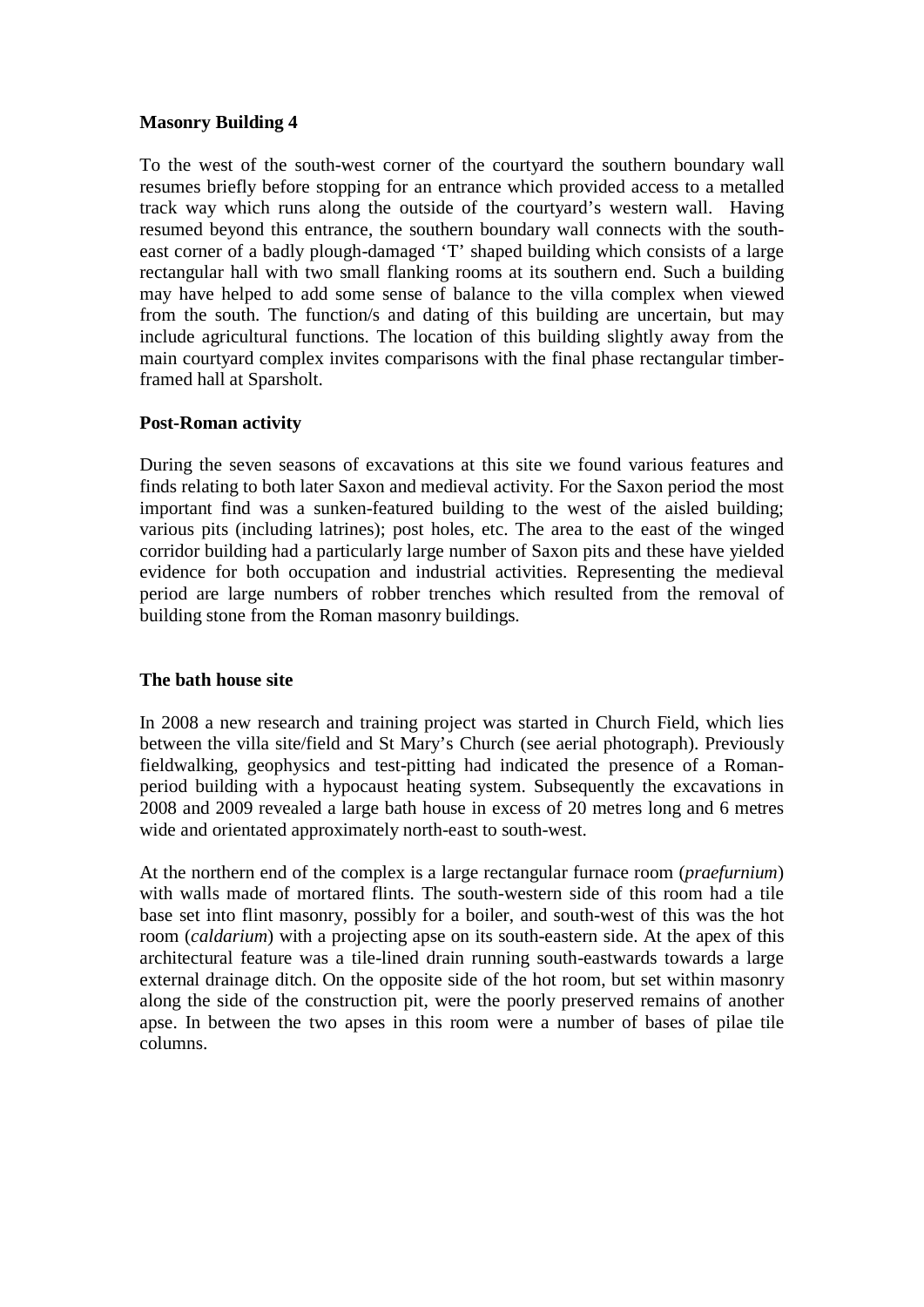## Masonry Building 4

To the west of the south-west corner of the courtyard the southern boundary wall resumes briefly before stopping for an entrance which provided access to a metalled track way which runs along the outside of the courtyard's western wall. Having resumed beyond this entrance, the southern boundary wall connects with the south-east corner of a badly plough-damaged 'T' shaped building which consists of a large rectangular hall with two small flanking rooms at its southern end. Such a building may have helped to add some sense of balance to the villa complex when viewed from the south. The function/s and dating of this building are uncertain, but may include agricultural functions. The location of this building slightly away from the main courtyard complex invites comparisons with the final phase rectangular timber-framed hall at Sparsholt.

## Post-Roman activity

During the seven seasons of excavations at this site we found various features and finds relating to both later Saxon and medieval activity. For the Saxon period the most important find was a sunken-featured building to the west of the aisled building; various pits (including latrines); post holes, etc. The area to the east of the winged corridor building had a particularly large number of Saxon pits and these have yielded evidence for both occupation and industrial activities. Representing the medieval period are large numbers of robber trenches which resulted from the removal of building stone from the Roman masonry buildings.

## The bath house site

In 2008 a new research and training project was started in Church Field, which lies between the villa site/field and St Mary's Church (see aerial photograph). Previously fieldwalking, geophysics and test-pitting had indicated the presence of a Roman-period building with a hypocaust heating system. Subsequently the excavations in 2008 and 2009 revealed a large bath house in excess of 20 metres long and 6 metres wide and orientated approximately north-east to south-west.

At the northern end of the complex is a large rectangular furnace room (*praefurnium*) with walls made of mortared flints. The south-western side of this room had a tile base set into flint masonry, possibly for a boiler, and south-west of this was the hot room (*caldarium*) with a projecting apse on its south-eastern side. At the apex of this architectural feature was a tile-lined drain running south-eastwards towards a large external drainage ditch. On the opposite side of the hot room, but set within masonry along the side of the construction pit, were the poorly preserved remains of another apse. In between the two apses in this room were a number of bases of pilae tile columns.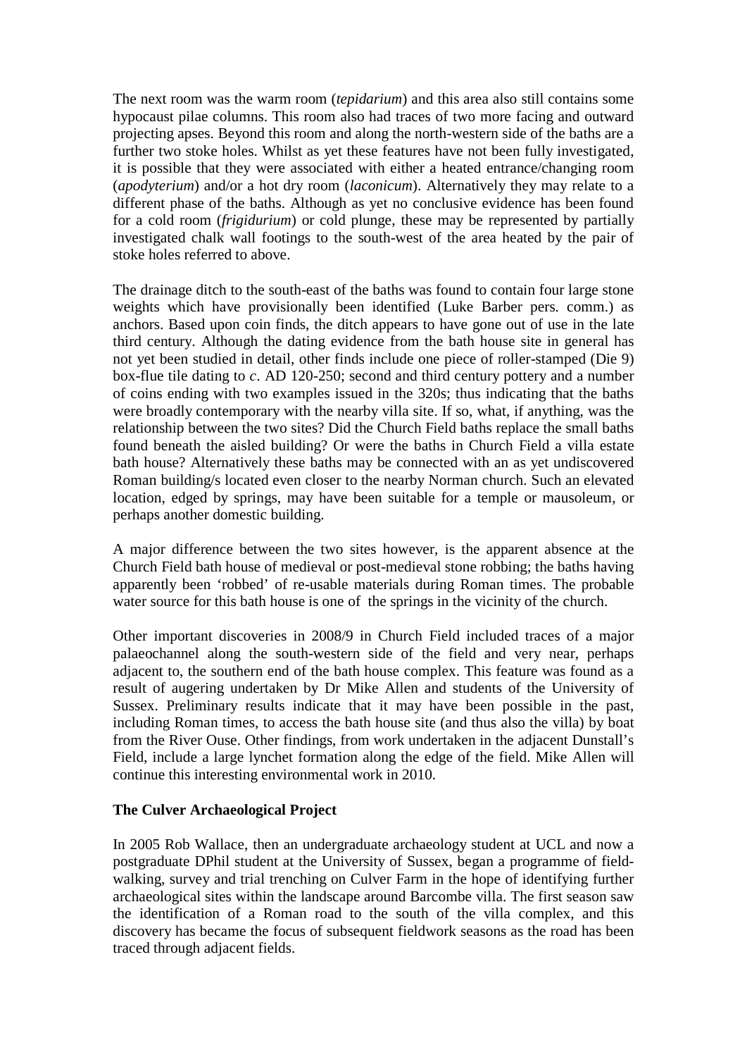The next room was the warm room (*tepidarium*) and this area also still contains some hypocaust pilae columns. This room also had traces of two more facing and outward projecting apses. Beyond this room and along the north-western side of the baths are a further two stoke holes. Whilst as yet these features have not been fully investigated, it is possible that they were associated with either a heated entrance/changing room (*apodyterium*) and/or a hot dry room (*laconicum*). Alternatively they may relate to a different phase of the baths. Although as yet no conclusive evidence has been found for a cold room (*frigidurium*) or cold plunge, these may be represented by partially investigated chalk wall footings to the south-west of the area heated by the pair of stoke holes referred to above.

The drainage ditch to the south-east of the baths was found to contain four large stone weights which have provisionally been identified (Luke Barber pers. comm.) as anchors. Based upon coin finds, the ditch appears to have gone out of use in the late third century. Although the dating evidence from the bath house site in general has not yet been studied in detail, other finds include one piece of roller-stamped (Die 9) box-flue tile dating to *c*. AD 120-250; second and third century pottery and a number of coins ending with two examples issued in the 320s; thus indicating that the baths were broadly contemporary with the nearby villa site. If so, what, if anything, was the relationship between the two sites? Did the Church Field baths replace the small baths found beneath the aisled building? Or were the baths in Church Field a villa estate bath house? Alternatively these baths may be connected with an as yet undiscovered Roman building/s located even closer to the nearby Norman church. Such an elevated location, edged by springs, may have been suitable for a temple or mausoleum, or perhaps another domestic building.

A major difference between the two sites however, is the apparent absence at the Church Field bath house of medieval or post-medieval stone robbing; the baths having apparently been 'robbed' of re-usable materials during Roman times. The probable water source for this bath house is one of the springs in the vicinity of the church.

Other important discoveries in 2008/9 in Church Field included traces of a major palaeochannel along the south-western side of the field and very near, perhaps adjacent to, the southern end of the bath house complex. This feature was found as a result of augering undertaken by Dr Mike Allen and students of the University of Sussex. Preliminary results indicate that it may have been possible in the past, including Roman times, to access the bath house site (and thus also the villa) by boat from the River Ouse. Other findings, from work undertaken in the adjacent Dunstall's Field, include a large lynchet formation along the edge of the field. Mike Allen will continue this interesting environmental work in 2010.

**The Culver Archaeological Project**

In 2005 Rob Wallace, then an undergraduate archaeology student at UCL and now a postgraduate DPhil student at the University of Sussex, began a programme of field-walking, survey and trial trenching on Culver Farm in the hope of identifying further archaeological sites within the landscape around Barcombe villa. The first season saw the identification of a Roman road to the south of the villa complex, and this discovery has became the focus of subsequent fieldwork seasons as the road has been traced through adjacent fields.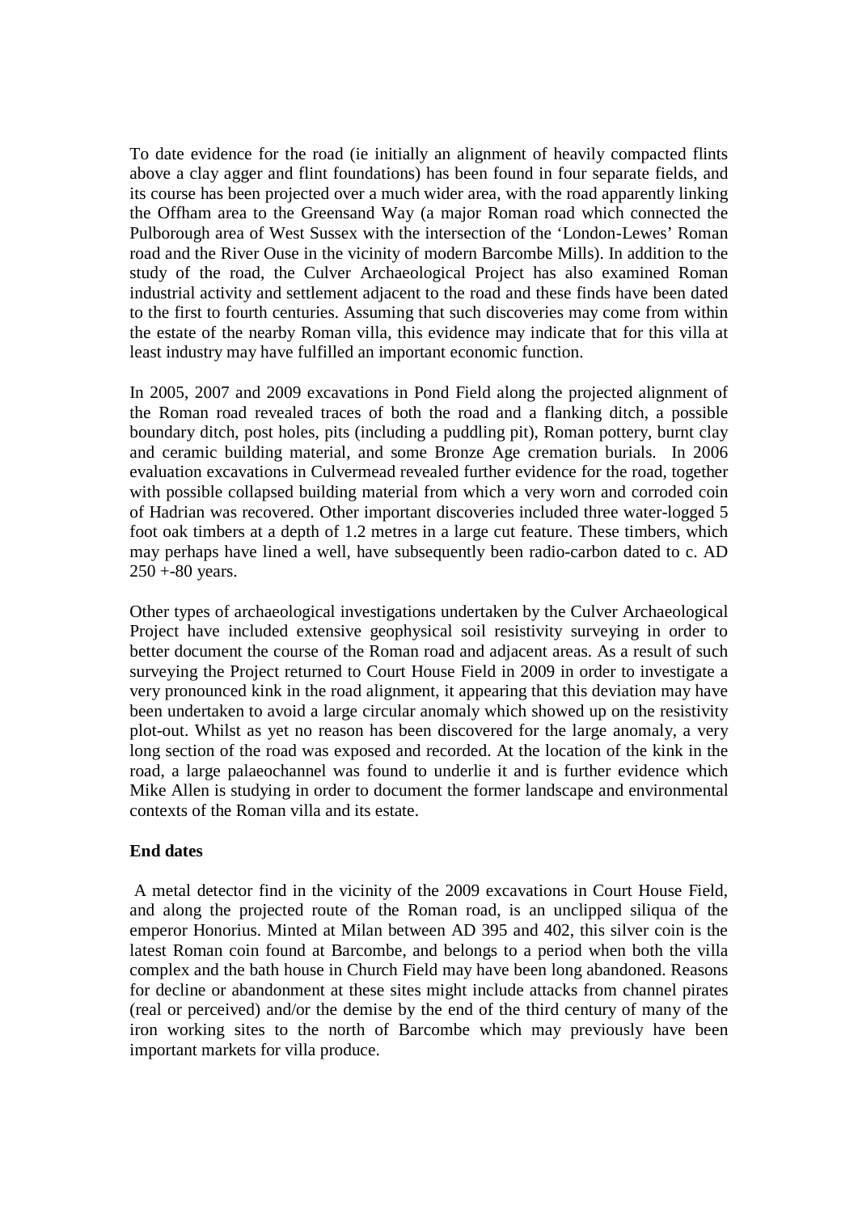To date evidence for the road (ie initially an alignment of heavily compacted flints above a clay agger and flint foundations) has been found in four separate fields, and its course has been projected over a much wider area, with the road apparently linking the Offham area to the Greensand Way (a major Roman road which connected the Pulborough area of West Sussex with the intersection of the 'London-Lewes' Roman road and the River Ouse in the vicinity of modern Barcombe Mills). In addition to the study of the road, the Culver Archaeological Project has also examined Roman industrial activity and settlement adjacent to the road and these finds have been dated to the first to fourth centuries. Assuming that such discoveries may come from within the estate of the nearby Roman villa, this evidence may indicate that for this villa at least industry may have fulfilled an important economic function.

In 2005, 2007 and 2009 excavations in Pond Field along the projected alignment of the Roman road revealed traces of both the road and a flanking ditch, a possible boundary ditch, post holes, pits (including a puddling pit), Roman pottery, burnt clay and ceramic building material, and some Bronze Age cremation burials. In 2006 evaluation excavations in Culvermead revealed further evidence for the road, together with possible collapsed building material from which a very worn and corroded coin of Hadrian was recovered. Other important discoveries included three water-logged 5 foot oak timbers at a depth of 1.2 metres in a large cut feature. These timbers, which may perhaps have lined a well, have subsequently been radio-carbon dated to c. AD 250 +-80 years.

Other types of archaeological investigations undertaken by the Culver Archaeological Project have included extensive geophysical soil resistivity surveying in order to better document the course of the Roman road and adjacent areas. As a result of such surveying the Project returned to Court House Field in 2009 in order to investigate a very pronounced kink in the road alignment, it appearing that this deviation may have been undertaken to avoid a large circular anomaly which showed up on the resistivity plot-out. Whilst as yet no reason has been discovered for the large anomaly, a very long section of the road was exposed and recorded. At the location of the kink in the road, a large palaeochannel was found to underlie it and is further evidence which Mike Allen is studying in order to document the former landscape and environmental contexts of the Roman villa and its estate.

**End dates**

A metal detector find in the vicinity of the 2009 excavations in Court House Field, and along the projected route of the Roman road, is an unclipped siliqua of the emperor Honorius. Minted at Milan between AD 395 and 402, this silver coin is the latest Roman coin found at Barcombe, and belongs to a period when both the villa complex and the bath house in Church Field may have been long abandoned. Reasons for decline or abandonment at these sites might include attacks from channel pirates (real or perceived) and/or the demise by the end of the third century of many of the iron working sites to the north of Barcombe which may previously have been important markets for villa produce.